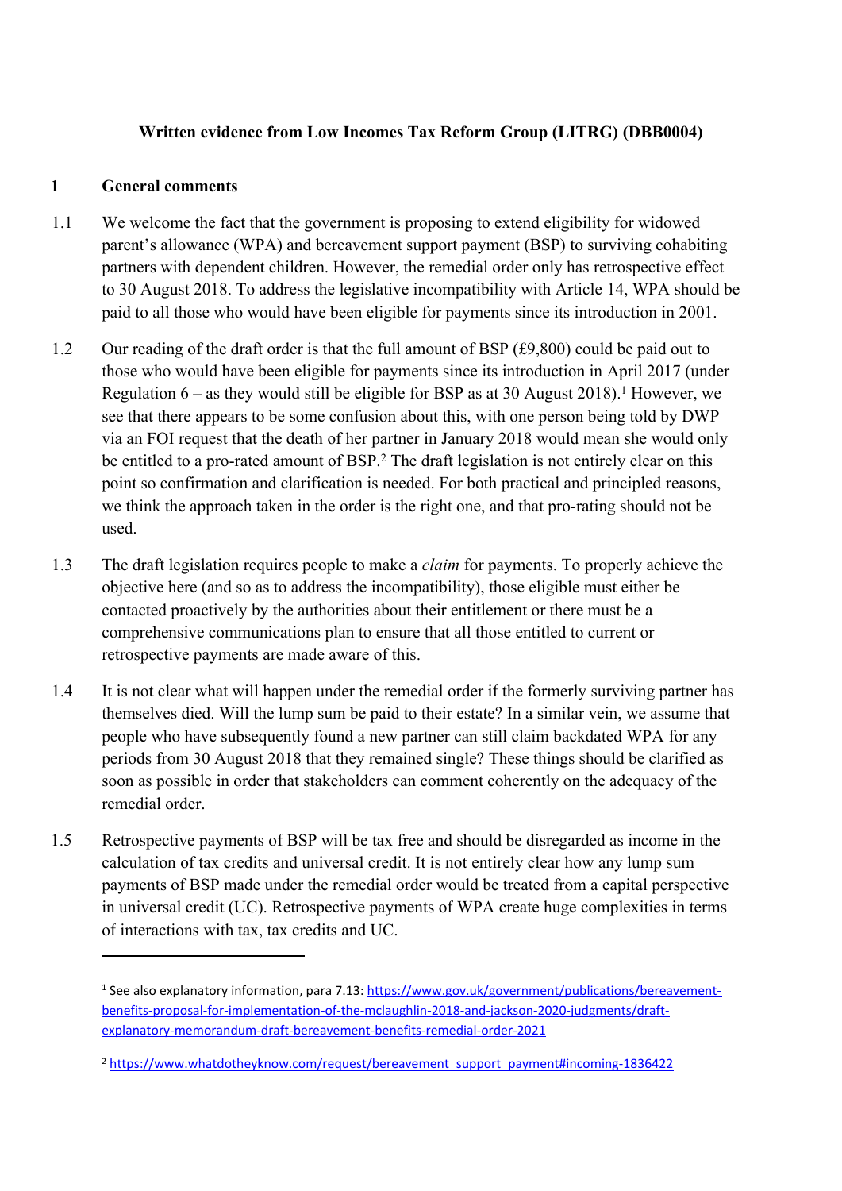**Written evidence from Low Incomes Tax Reform Group (LITRG) (DBB0004)**

## 1 General comments

1.1 We welcome the fact that the government is proposing to extend eligibility for widowed parent's allowance (WPA) and bereavement support payment (BSP) to surviving cohabiting partners with dependent children. However, the remedial order only has retrospective effect to 30 August 2018. To address the legislative incompatibility with Article 14, WPA should be paid to all those who would have been eligible for payments since its introduction in 2001.

1.2 Our reading of the draft order is that the full amount of BSP (£9,800) could be paid out to those who would have been eligible for payments since its introduction in April 2017 (under Regulation 6 – as they would still be eligible for BSP as at 30 August 2018).[1] However, we see that there appears to be some confusion about this, with one person being told by DWP via an FOI request that the death of her partner in January 2018 would mean she would only be entitled to a pro-rated amount of BSP.[2] The draft legislation is not entirely clear on this point so confirmation and clarification is needed. For both practical and principled reasons, we think the approach taken in the order is the right one, and that pro-rating should not be used.

1.3 The draft legislation requires people to make a *claim* for payments. To properly achieve the objective here (and so as to address the incompatibility), those eligible must either be contacted proactively by the authorities about their entitlement or there must be a comprehensive communications plan to ensure that all those entitled to current or retrospective payments are made aware of this.

1.4 It is not clear what will happen under the remedial order if the formerly surviving partner has themselves died. Will the lump sum be paid to their estate? In a similar vein, we assume that people who have subsequently found a new partner can still claim backdated WPA for any periods from 30 August 2018 that they remained single? These things should be clarified as soon as possible in order that stakeholders can comment coherently on the adequacy of the remedial order.

1.5 Retrospective payments of BSP will be tax free and should be disregarded as income in the calculation of tax credits and universal credit. It is not entirely clear how any lump sum payments of BSP made under the remedial order would be treated from a capital perspective in universal credit (UC). Retrospective payments of WPA create huge complexities in terms of interactions with tax, tax credits and UC.

---

[1] See also explanatory information, para 7.13: https://www.gov.uk/government/publications/bereavement-benefits-proposal-for-implementation-of-the-mclaughlin-2018-and-jackson-2020-judgments/draft-explanatory-memorandum-draft-bereavement-benefits-remedial-order-2021

[2] https://www.whatdotheyknow.com/request/bereavement_support_payment#incoming-1836422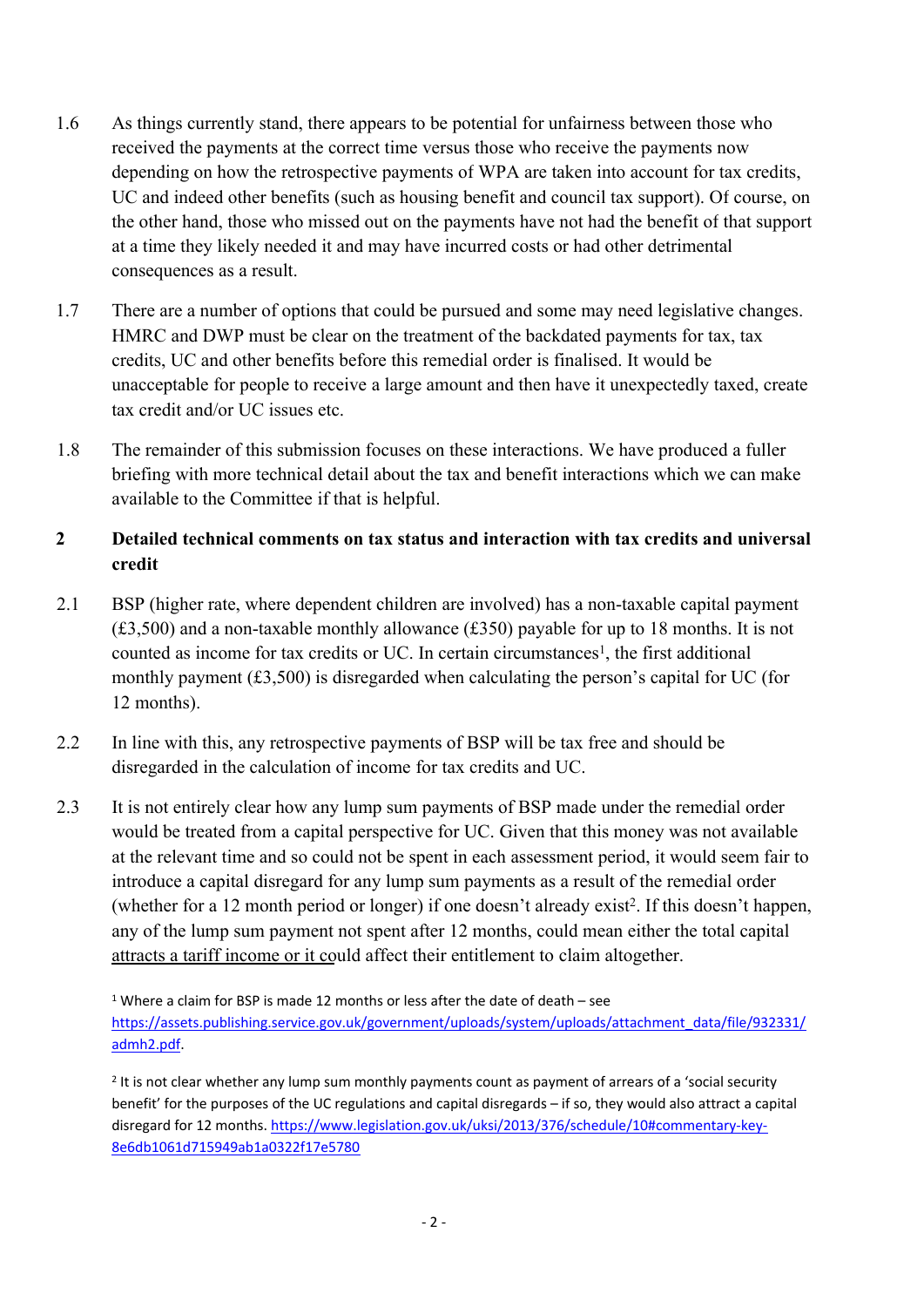1.6 As things currently stand, there appears to be potential for unfairness between those who received the payments at the correct time versus those who receive the payments now depending on how the retrospective payments of WPA are taken into account for tax credits, UC and indeed other benefits (such as housing benefit and council tax support). Of course, on the other hand, those who missed out on the payments have not had the benefit of that support at a time they likely needed it and may have incurred costs or had other detrimental consequences as a result.

1.7 There are a number of options that could be pursued and some may need legislative changes. HMRC and DWP must be clear on the treatment of the backdated payments for tax, tax credits, UC and other benefits before this remedial order is finalised. It would be unacceptable for people to receive a large amount and then have it unexpectedly taxed, create tax credit and/or UC issues etc.

1.8 The remainder of this submission focuses on these interactions. We have produced a fuller briefing with more technical detail about the tax and benefit interactions which we can make available to the Committee if that is helpful.

## 2 Detailed technical comments on tax status and interaction with tax credits and universal credit

2.1 BSP (higher rate, where dependent children are involved) has a non-taxable capital payment (£3,500) and a non-taxable monthly allowance (£350) payable for up to 18 months. It is not counted as income for tax credits or UC. In certain circumstances[1], the first additional monthly payment (£3,500) is disregarded when calculating the person's capital for UC (for 12 months).

2.2 In line with this, any retrospective payments of BSP will be tax free and should be disregarded in the calculation of income for tax credits and UC.

2.3 It is not entirely clear how any lump sum payments of BSP made under the remedial order would be treated from a capital perspective for UC. Given that this money was not available at the relevant time and so could not be spent in each assessment period, it would seem fair to introduce a capital disregard for any lump sum payments as a result of the remedial order (whether for a 12 month period or longer) if one doesn't already exist[2]. If this doesn't happen, any of the lump sum payment not spent after 12 months, could mean either the total capital attracts a tariff income or it could affect their entitlement to claim altogether.

[1] Where a claim for BSP is made 12 months or less after the date of death – see https://assets.publishing.service.gov.uk/government/uploads/system/uploads/attachment_data/file/932331/admh2.pdf.

[2] It is not clear whether any lump sum monthly payments count as payment of arrears of a 'social security benefit' for the purposes of the UC regulations and capital disregards – if so, they would also attract a capital disregard for 12 months. https://www.legislation.gov.uk/uksi/2013/376/schedule/10#commentary-key-8e6db1061d715949ab1a0322f17e5780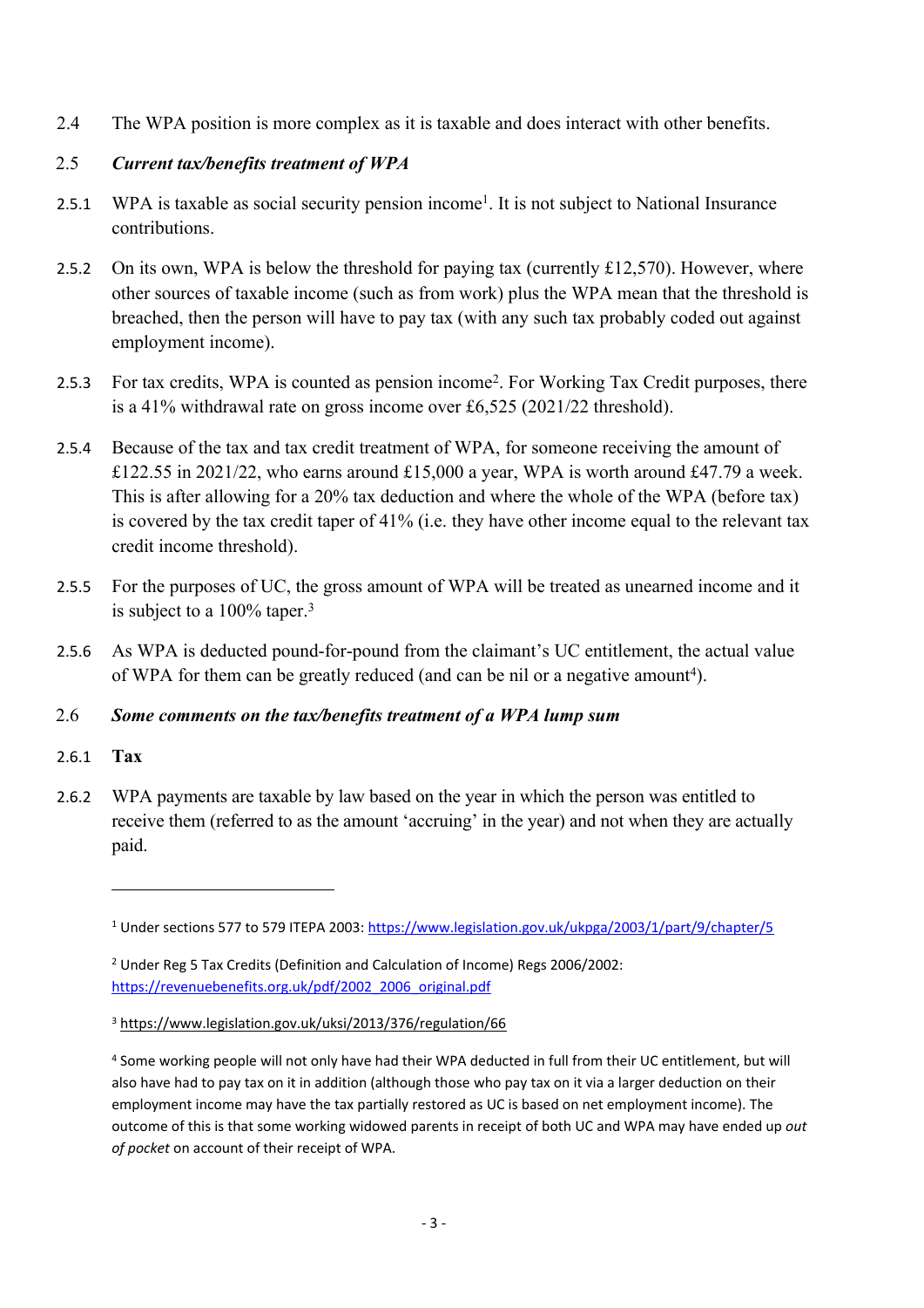2.4 The WPA position is more complex as it is taxable and does interact with other benefits.

2.5 ***Current tax/benefits treatment of WPA***

2.5.1 WPA is taxable as social security pension income[1]. It is not subject to National Insurance contributions.

2.5.2 On its own, WPA is below the threshold for paying tax (currently £12,570). However, where other sources of taxable income (such as from work) plus the WPA mean that the threshold is breached, then the person will have to pay tax (with any such tax probably coded out against employment income).

2.5.3 For tax credits, WPA is counted as pension income[2]. For Working Tax Credit purposes, there is a 41% withdrawal rate on gross income over £6,525 (2021/22 threshold).

2.5.4 Because of the tax and tax credit treatment of WPA, for someone receiving the amount of £122.55 in 2021/22, who earns around £15,000 a year, WPA is worth around £47.79 a week. This is after allowing for a 20% tax deduction and where the whole of the WPA (before tax) is covered by the tax credit taper of 41% (i.e. they have other income equal to the relevant tax credit income threshold).

2.5.5 For the purposes of UC, the gross amount of WPA will be treated as unearned income and it is subject to a 100% taper.[3]

2.5.6 As WPA is deducted pound-for-pound from the claimant's UC entitlement, the actual value of WPA for them can be greatly reduced (and can be nil or a negative amount[4]).

2.6 ***Some comments on the tax/benefits treatment of a WPA lump sum***

2.6.1 **Tax**

2.6.2 WPA payments are taxable by law based on the year in which the person was entitled to receive them (referred to as the amount 'accruing' in the year) and not when they are actually paid.

---

[1] Under sections 577 to 579 ITEPA 2003: https://www.legislation.gov.uk/ukpga/2003/1/part/9/chapter/5

[2] Under Reg 5 Tax Credits (Definition and Calculation of Income) Regs 2006/2002: https://revenuebenefits.org.uk/pdf/2002_2006_original.pdf

[3] https://www.legislation.gov.uk/uksi/2013/376/regulation/66

[4] Some working people will not only have had their WPA deducted in full from their UC entitlement, but will also have had to pay tax on it in addition (although those who pay tax on it via a larger deduction on their employment income may have the tax partially restored as UC is based on net employment income). The outcome of this is that some working widowed parents in receipt of both UC and WPA may have ended up *out of pocket* on account of their receipt of WPA.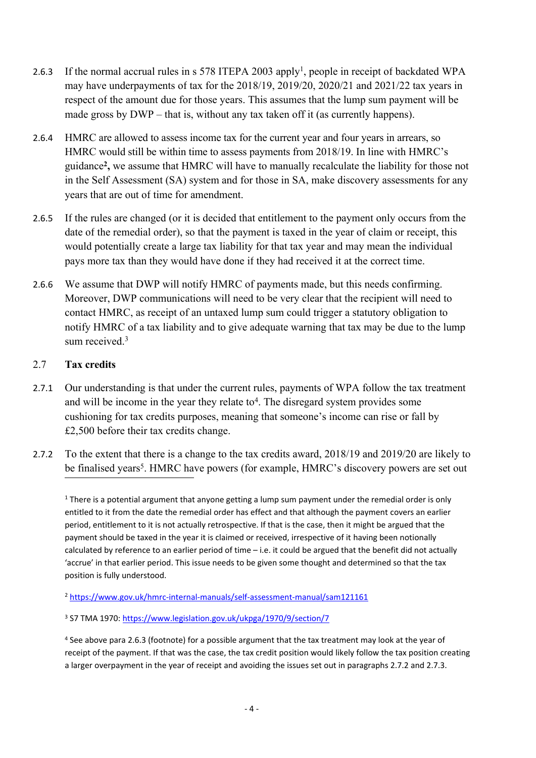2.6.3 If the normal accrual rules in s 578 ITEPA 2003 apply[1], people in receipt of backdated WPA may have underpayments of tax for the 2018/19, 2019/20, 2020/21 and 2021/22 tax years in respect of the amount due for those years. This assumes that the lump sum payment will be made gross by DWP – that is, without any tax taken off it (as currently happens).

2.6.4 HMRC are allowed to assess income tax for the current year and four years in arrears, so HMRC would still be within time to assess payments from 2018/19. In line with HMRC's guidance[2], we assume that HMRC will have to manually recalculate the liability for those not in the Self Assessment (SA) system and for those in SA, make discovery assessments for any years that are out of time for amendment.

2.6.5 If the rules are changed (or it is decided that entitlement to the payment only occurs from the date of the remedial order), so that the payment is taxed in the year of claim or receipt, this would potentially create a large tax liability for that tax year and may mean the individual pays more tax than they would have done if they had received it at the correct time.

2.6.6 We assume that DWP will notify HMRC of payments made, but this needs confirming. Moreover, DWP communications will need to be very clear that the recipient will need to contact HMRC, as receipt of an untaxed lump sum could trigger a statutory obligation to notify HMRC of a tax liability and to give adequate warning that tax may be due to the lump sum received.[3]

## 2.7 Tax credits

2.7.1 Our understanding is that under the current rules, payments of WPA follow the tax treatment and will be income in the year they relate to[4]. The disregard system provides some cushioning for tax credits purposes, meaning that someone's income can rise or fall by £2,500 before their tax credits change.

2.7.2 To the extent that there is a change to the tax credits award, 2018/19 and 2019/20 are likely to be finalised years[5]. HMRC have powers (for example, HMRC's discovery powers are set out

---

[1] There is a potential argument that anyone getting a lump sum payment under the remedial order is only entitled to it from the date the remedial order has effect and that although the payment covers an earlier period, entitlement to it is not actually retrospective. If that is the case, then it might be argued that the payment should be taxed in the year it is claimed or received, irrespective of it having been notionally calculated by reference to an earlier period of time – i.e. it could be argued that the benefit did not actually 'accrue' in that earlier period. This issue needs to be given some thought and determined so that the tax position is fully understood.

[2] https://www.gov.uk/hmrc-internal-manuals/self-assessment-manual/sam121161

[3] S7 TMA 1970: https://www.legislation.gov.uk/ukpga/1970/9/section/7

[4] See above para 2.6.3 (footnote) for a possible argument that the tax treatment may look at the year of receipt of the payment. If that was the case, the tax credit position would likely follow the tax position creating a larger overpayment in the year of receipt and avoiding the issues set out in paragraphs 2.7.2 and 2.7.3.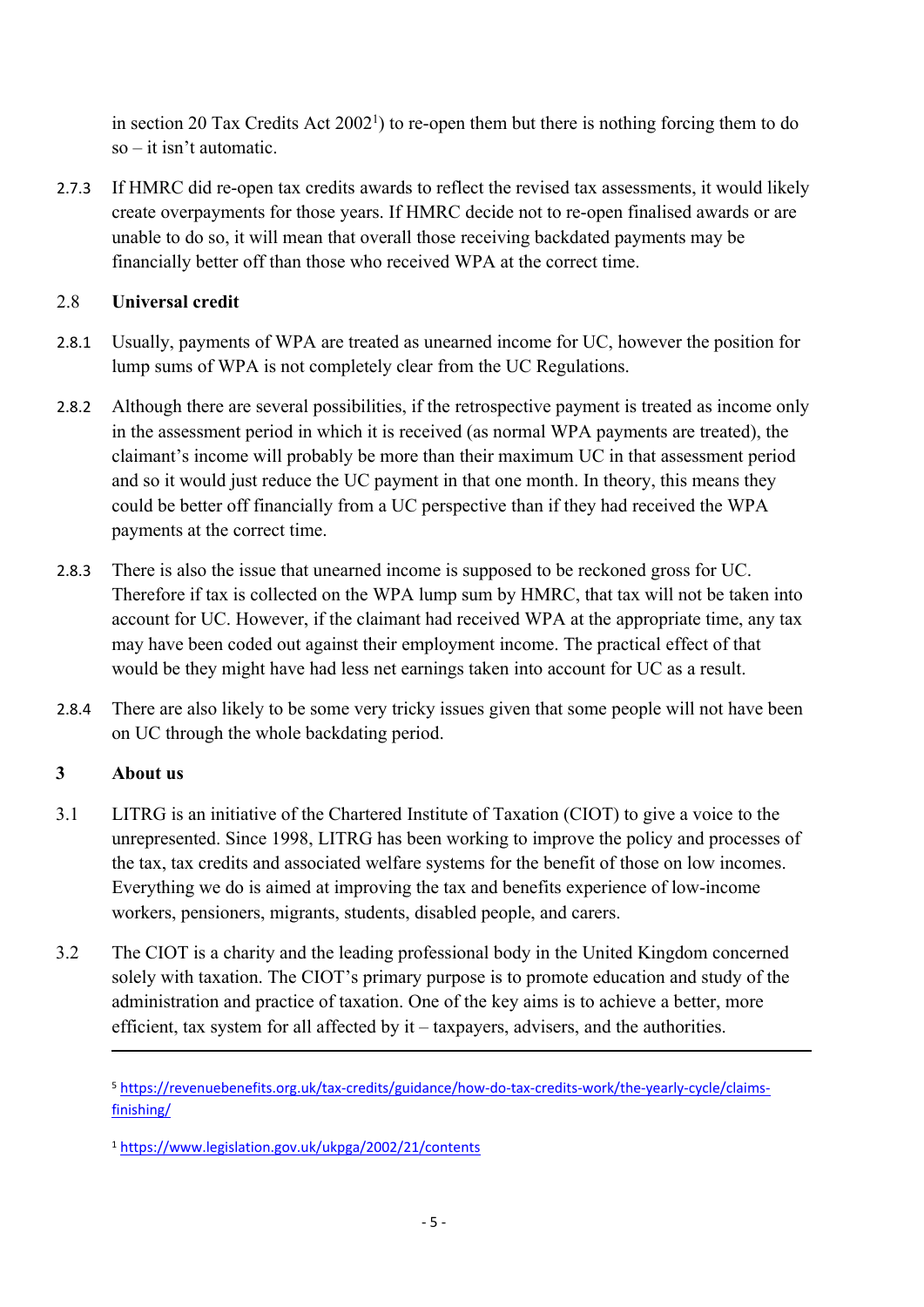in section 20 Tax Credits Act 2002[1]) to re-open them but there is nothing forcing them to do so – it isn't automatic.

2.7.3 If HMRC did re-open tax credits awards to reflect the revised tax assessments, it would likely create overpayments for those years. If HMRC decide not to re-open finalised awards or are unable to do so, it will mean that overall those receiving backdated payments may be financially better off than those who received WPA at the correct time.

## 2.8 Universal credit

2.8.1 Usually, payments of WPA are treated as unearned income for UC, however the position for lump sums of WPA is not completely clear from the UC Regulations.

2.8.2 Although there are several possibilities, if the retrospective payment is treated as income only in the assessment period in which it is received (as normal WPA payments are treated), the claimant's income will probably be more than their maximum UC in that assessment period and so it would just reduce the UC payment in that one month. In theory, this means they could be better off financially from a UC perspective than if they had received the WPA payments at the correct time.

2.8.3 There is also the issue that unearned income is supposed to be reckoned gross for UC. Therefore if tax is collected on the WPA lump sum by HMRC, that tax will not be taken into account for UC. However, if the claimant had received WPA at the appropriate time, any tax may have been coded out against their employment income. The practical effect of that would be they might have had less net earnings taken into account for UC as a result.

2.8.4 There are also likely to be some very tricky issues given that some people will not have been on UC through the whole backdating period.

# 3 About us

3.1 LITRG is an initiative of the Chartered Institute of Taxation (CIOT) to give a voice to the unrepresented. Since 1998, LITRG has been working to improve the policy and processes of the tax, tax credits and associated welfare systems for the benefit of those on low incomes. Everything we do is aimed at improving the tax and benefits experience of low-income workers, pensioners, migrants, students, disabled people, and carers.

3.2 The CIOT is a charity and the leading professional body in the United Kingdom concerned solely with taxation. The CIOT's primary purpose is to promote education and study of the administration and practice of taxation. One of the key aims is to achieve a better, more efficient, tax system for all affected by it – taxpayers, advisers, and the authorities.

---

[5] https://revenuebenefits.org.uk/tax-credits/guidance/how-do-tax-credits-work/the-yearly-cycle/claims-finishing/

[1] https://www.legislation.gov.uk/ukpga/2002/21/contents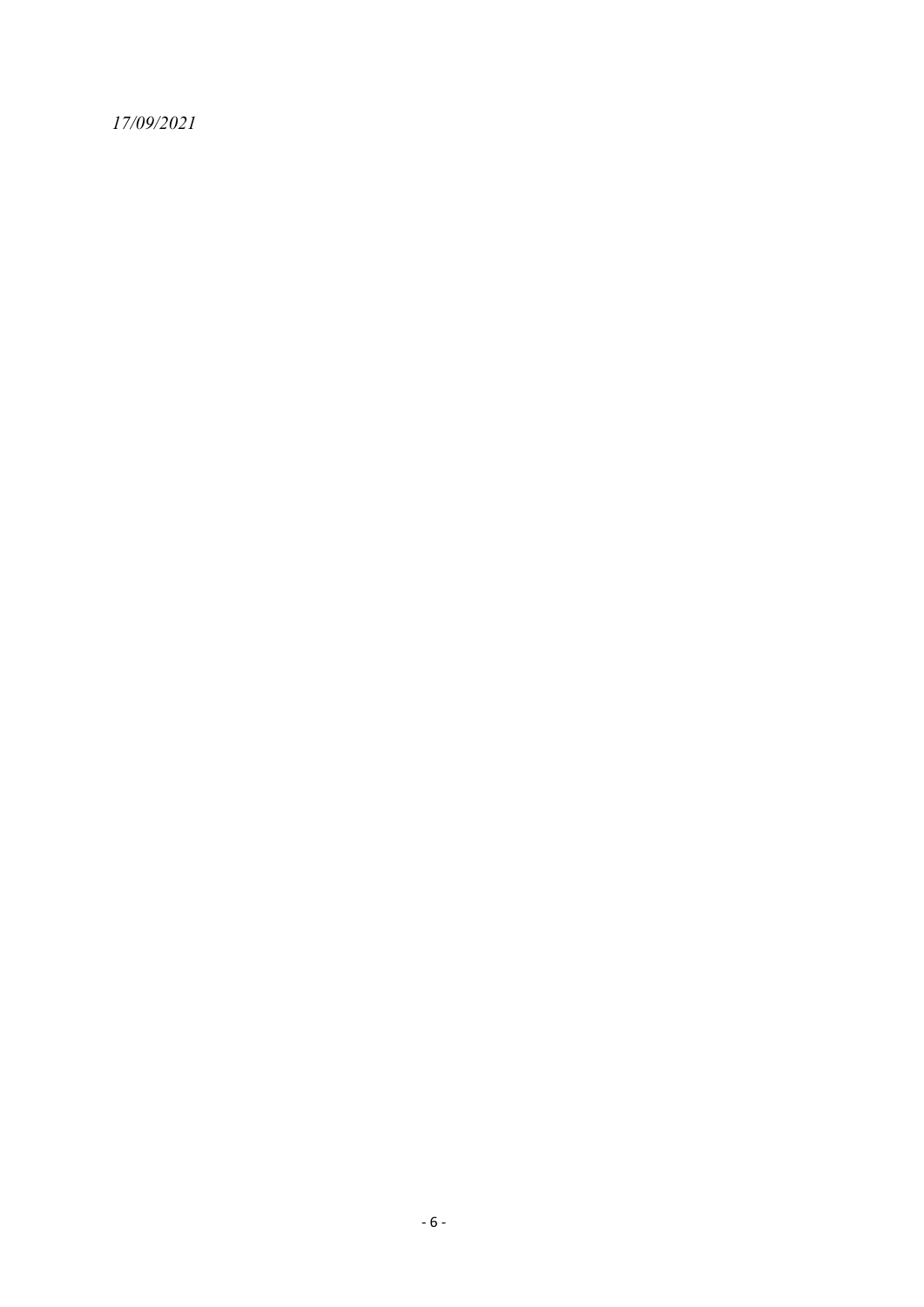*17/09/2021*